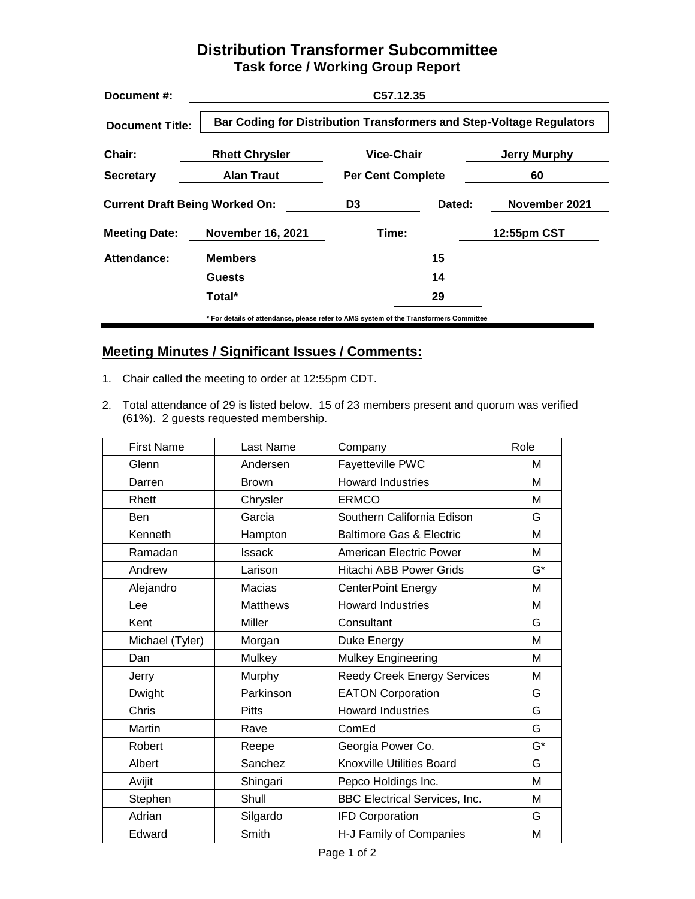# Distribution Transformer Subcommittee

## Task force / Working Group Report

| | | | |
|---|---|---|---|
| **Document #:** | **C57.12.35** | | |
| **Document Title:** | **Bar Coding for Distribution Transformers and Step-Voltage Regulators** | | |
| **Chair:** | **Rhett Chrysler** | **Vice-Chair** | **Jerry Murphy** |
| **Secretary** | **Alan Traut** | **Per Cent Complete** | **60** |
| **Current Draft Being Worked On:** | **D3** | **Dated:** | **November 2021** |
| **Meeting Date:** | **November 16, 2021** | **Time:** | **12:55pm CST** |
| **Attendance:** | **Members** | **15** | |
| | **Guests** | **14** | |
| | **Total*** | **29** | |

**\* For details of attendance, please refer to AMS system of the Transformers Committee**

## Meeting Minutes / Significant Issues / Comments:

1. Chair called the meeting to order at 12:55pm CDT.
2. Total attendance of 29 is listed below. 15 of 23 members present and quorum was verified (61%). 2 guests requested membership.

| First Name | Last Name | Company | Role |
|---|---|---|---|
| Glenn | Andersen | Fayetteville PWC | M |
| Darren | Brown | Howard Industries | M |
| Rhett | Chrysler | ERMCO | M |
| Ben | Garcia | Southern California Edison | G |
| Kenneth | Hampton | Baltimore Gas & Electric | M |
| Ramadan | Issack | American Electric Power | M |
| Andrew | Larison | Hitachi ABB Power Grids | G* |
| Alejandro | Macias | CenterPoint Energy | M |
| Lee | Matthews | Howard Industries | M |
| Kent | Miller | Consultant | G |
| Michael (Tyler) | Morgan | Duke Energy | M |
| Dan | Mulkey | Mulkey Engineering | M |
| Jerry | Murphy | Reedy Creek Energy Services | M |
| Dwight | Parkinson | EATON Corporation | G |
| Chris | Pitts | Howard Industries | G |
| Martin | Rave | ComEd | G |
| Robert | Reepe | Georgia Power Co. | G* |
| Albert | Sanchez | Knoxville Utilities Board | G |
| Avijit | Shingari | Pepco Holdings Inc. | M |
| Stephen | Shull | BBC Electrical Services, Inc. | M |
| Adrian | Silgardo | IFD Corporation | G |
| Edward | Smith | H-J Family of Companies | M |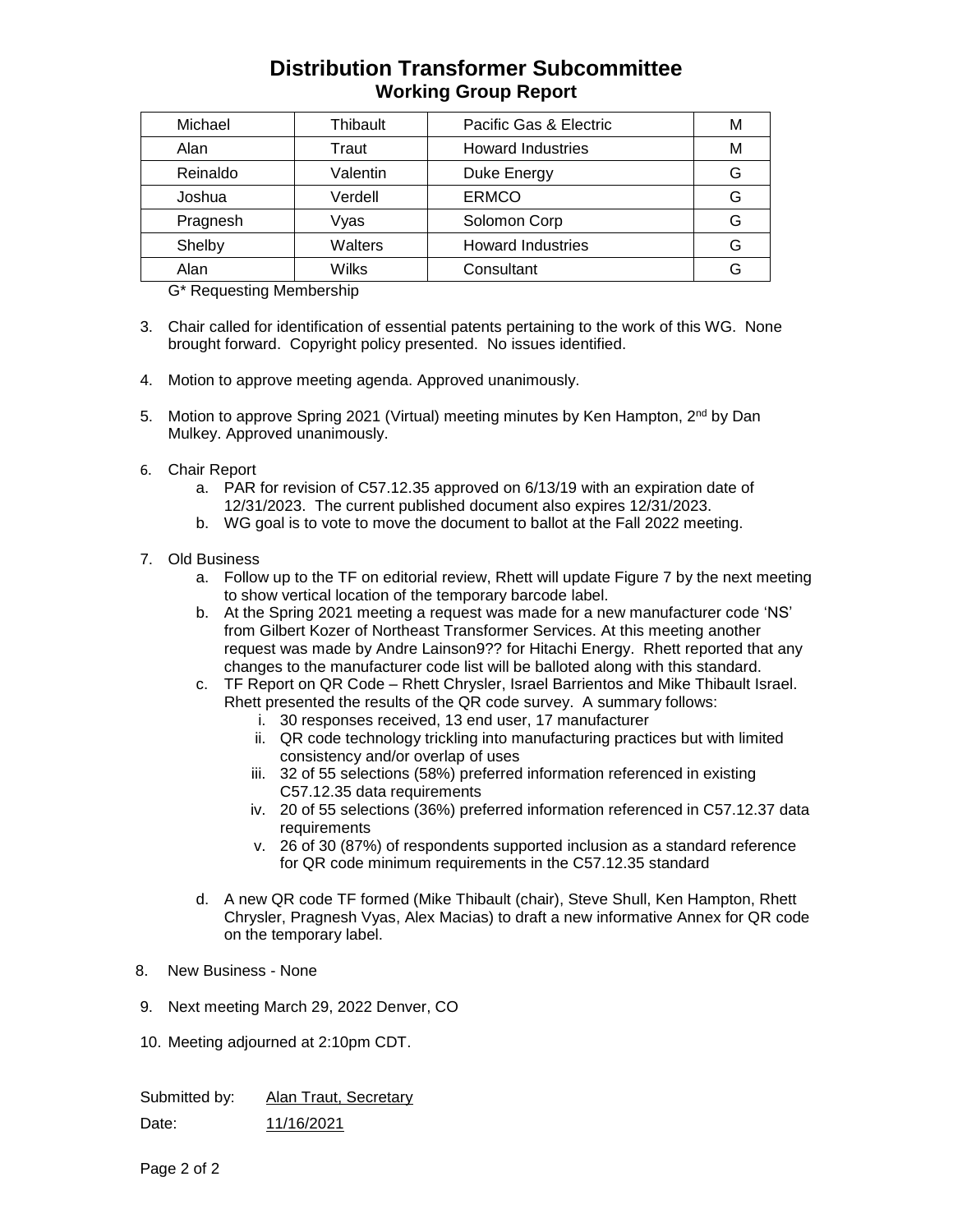# Distribution Transformer Subcommittee
## Working Group Report

| | | | |
|---|---|---|---|
| Michael | Thibault | Pacific Gas & Electric | M |
| Alan | Traut | Howard Industries | M |
| Reinaldo | Valentin | Duke Energy | G |
| Joshua | Verdell | ERMCO | G |
| Pragnesh | Vyas | Solomon Corp | G |
| Shelby | Walters | Howard Industries | G |
| Alan | Wilks | Consultant | G |

G* Requesting Membership

3. Chair called for identification of essential patents pertaining to the work of this WG. None brought forward. Copyright policy presented. No issues identified.

4. Motion to approve meeting agenda. Approved unanimously.

5. Motion to approve Spring 2021 (Virtual) meeting minutes by Ken Hampton, 2nd by Dan Mulkey. Approved unanimously.

6. Chair Report
   a. PAR for revision of C57.12.35 approved on 6/13/19 with an expiration date of 12/31/2023. The current published document also expires 12/31/2023.
   b. WG goal is to vote to move the document to ballot at the Fall 2022 meeting.

7. Old Business
   a. Follow up to the TF on editorial review, Rhett will update Figure 7 by the next meeting to show vertical location of the temporary barcode label.
   b. At the Spring 2021 meeting a request was made for a new manufacturer code 'NS' from Gilbert Kozer of Northeast Transformer Services. At this meeting another request was made by Andre Lainson9?? for Hitachi Energy. Rhett reported that any changes to the manufacturer code list will be balloted along with this standard.
   c. TF Report on QR Code – Rhett Chrysler, Israel Barrientos and Mike Thibault Israel. Rhett presented the results of the QR code survey. A summary follows:
      i. 30 responses received, 13 end user, 17 manufacturer
      ii. QR code technology trickling into manufacturing practices but with limited consistency and/or overlap of uses
      iii. 32 of 55 selections (58%) preferred information referenced in existing C57.12.35 data requirements
      iv. 20 of 55 selections (36%) preferred information referenced in C57.12.37 data requirements
      v. 26 of 30 (87%) of respondents supported inclusion as a standard reference for QR code minimum requirements in the C57.12.35 standard

   d. A new QR code TF formed (Mike Thibault (chair), Steve Shull, Ken Hampton, Rhett Chrysler, Pragnesh Vyas, Alex Macias) to draft a new informative Annex for QR code on the temporary label.

8. New Business - None

9. Next meeting March 29, 2022 Denver, CO

10. Meeting adjourned at 2:10pm CDT.

Submitted by: Alan Traut, Secretary

Date: 11/16/2021